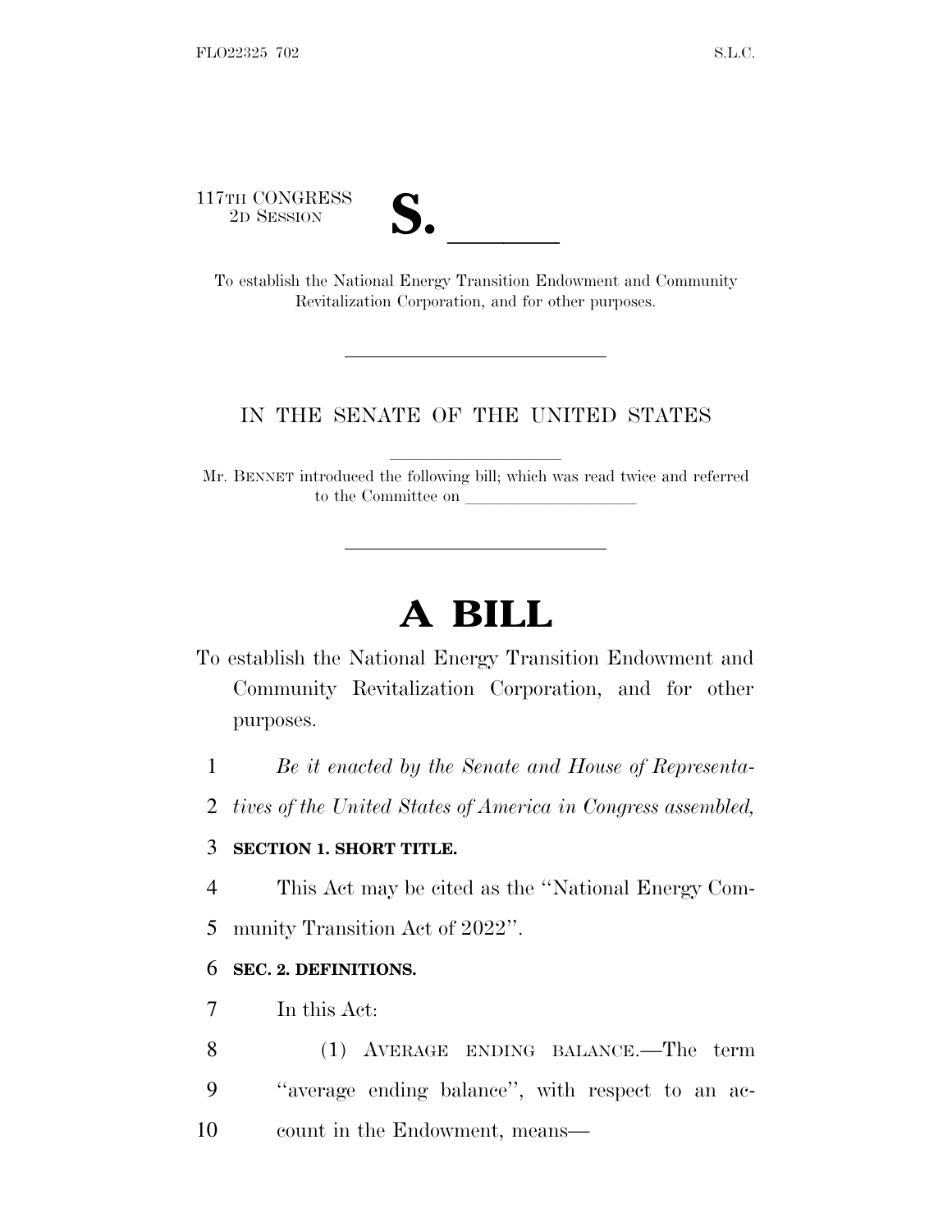117TH CONGRESS
2D SESSION

# S. \_\_\_\_\_\_

To establish the National Energy Transition Endowment and Community Revitalization Corporation, and for other purposes.

---

IN THE SENATE OF THE UNITED STATES

Mr. BENNET introduced the following bill; which was read twice and referred to the Committee on \_\_\_\_\_\_\_\_\_\_\_\_\_\_\_\_\_\_\_\_

---

# A BILL

To establish the National Energy Transition Endowment and Community Revitalization Corporation, and for other purposes.

1 *Be it enacted by the Senate and House of Representa-*
2 *tives of the United States of America in Congress assembled,*

3 **SECTION 1. SHORT TITLE.**

4 This Act may be cited as the ''National Energy Com-
5 munity Transition Act of 2022''.

6 **SEC. 2. DEFINITIONS.**

7 In this Act:

8 (1) AVERAGE ENDING BALANCE.—The term
9 ''average ending balance'', with respect to an ac-
10 count in the Endowment, means—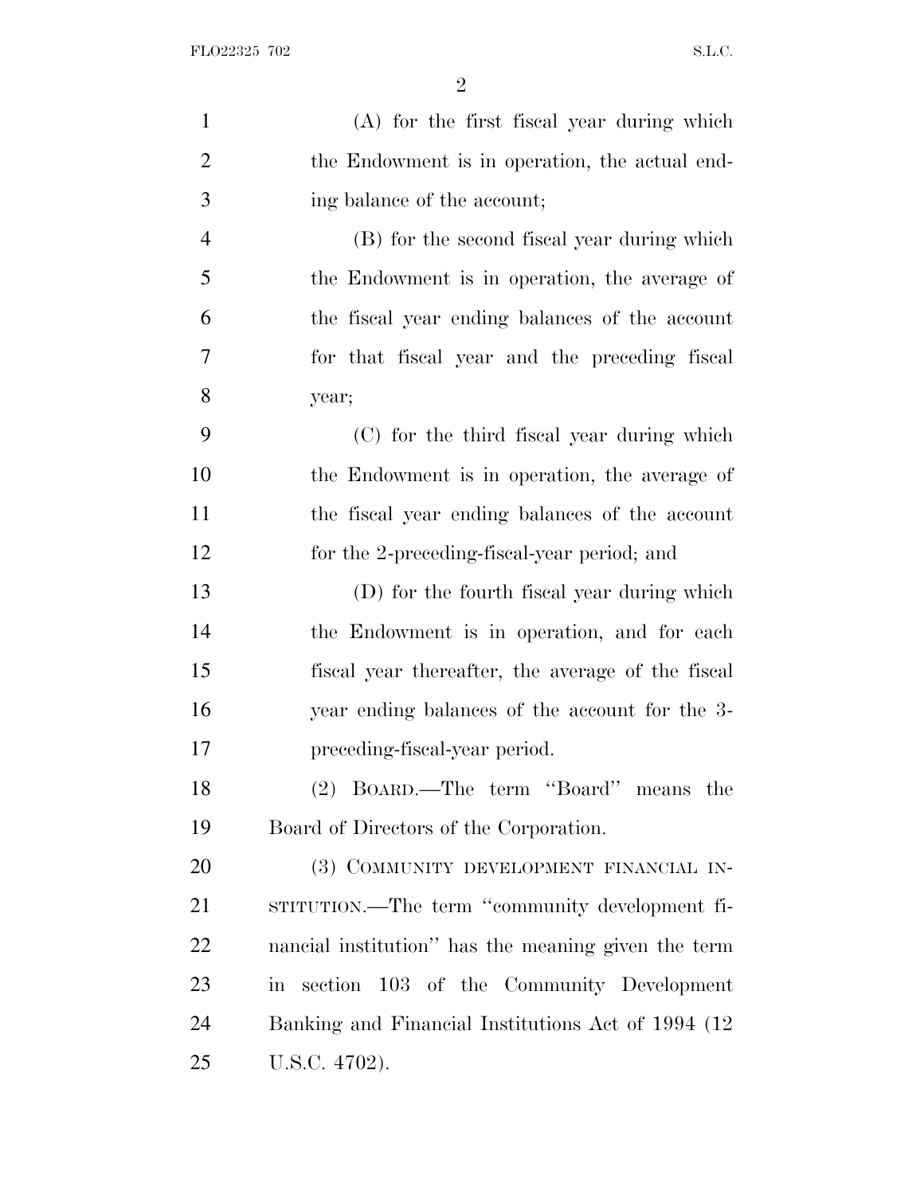(A) for the first fiscal year during which the Endowment is in operation, the actual ending balance of the account;

(B) for the second fiscal year during which the Endowment is in operation, the average of the fiscal year ending balances of the account for that fiscal year and the preceding fiscal year;

(C) for the third fiscal year during which the Endowment is in operation, the average of the fiscal year ending balances of the account for the 2-preceding-fiscal-year period; and

(D) for the fourth fiscal year during which the Endowment is in operation, and for each fiscal year thereafter, the average of the fiscal year ending balances of the account for the 3-preceding-fiscal-year period.

(2) BOARD.—The term ''Board'' means the Board of Directors of the Corporation.

(3) COMMUNITY DEVELOPMENT FINANCIAL INSTITUTION.—The term ''community development financial institution'' has the meaning given the term in section 103 of the Community Development Banking and Financial Institutions Act of 1994 (12 U.S.C. 4702).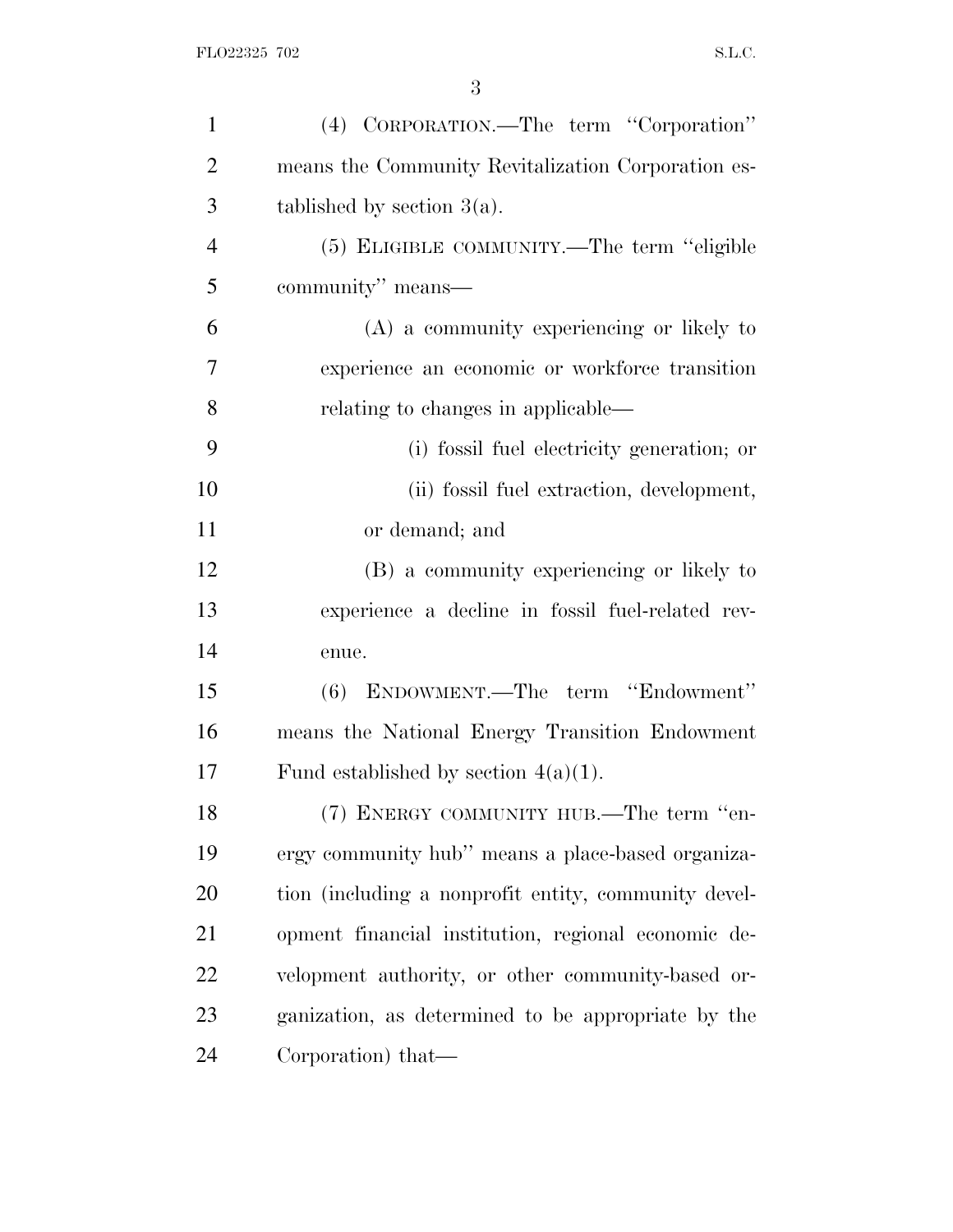(4) CORPORATION.—The term ''Corporation'' means the Community Revitalization Corporation established by section 3(a).

(5) ELIGIBLE COMMUNITY.—The term ''eligible community'' means—

(A) a community experiencing or likely to experience an economic or workforce transition relating to changes in applicable—

(i) fossil fuel electricity generation; or

(ii) fossil fuel extraction, development, or demand; and

(B) a community experiencing or likely to experience a decline in fossil fuel-related revenue.

(6) ENDOWMENT.—The term ''Endowment'' means the National Energy Transition Endowment Fund established by section 4(a)(1).

(7) ENERGY COMMUNITY HUB.—The term ''energy community hub'' means a place-based organization (including a nonprofit entity, community development financial institution, regional economic development authority, or other community-based organization, as determined to be appropriate by the Corporation) that—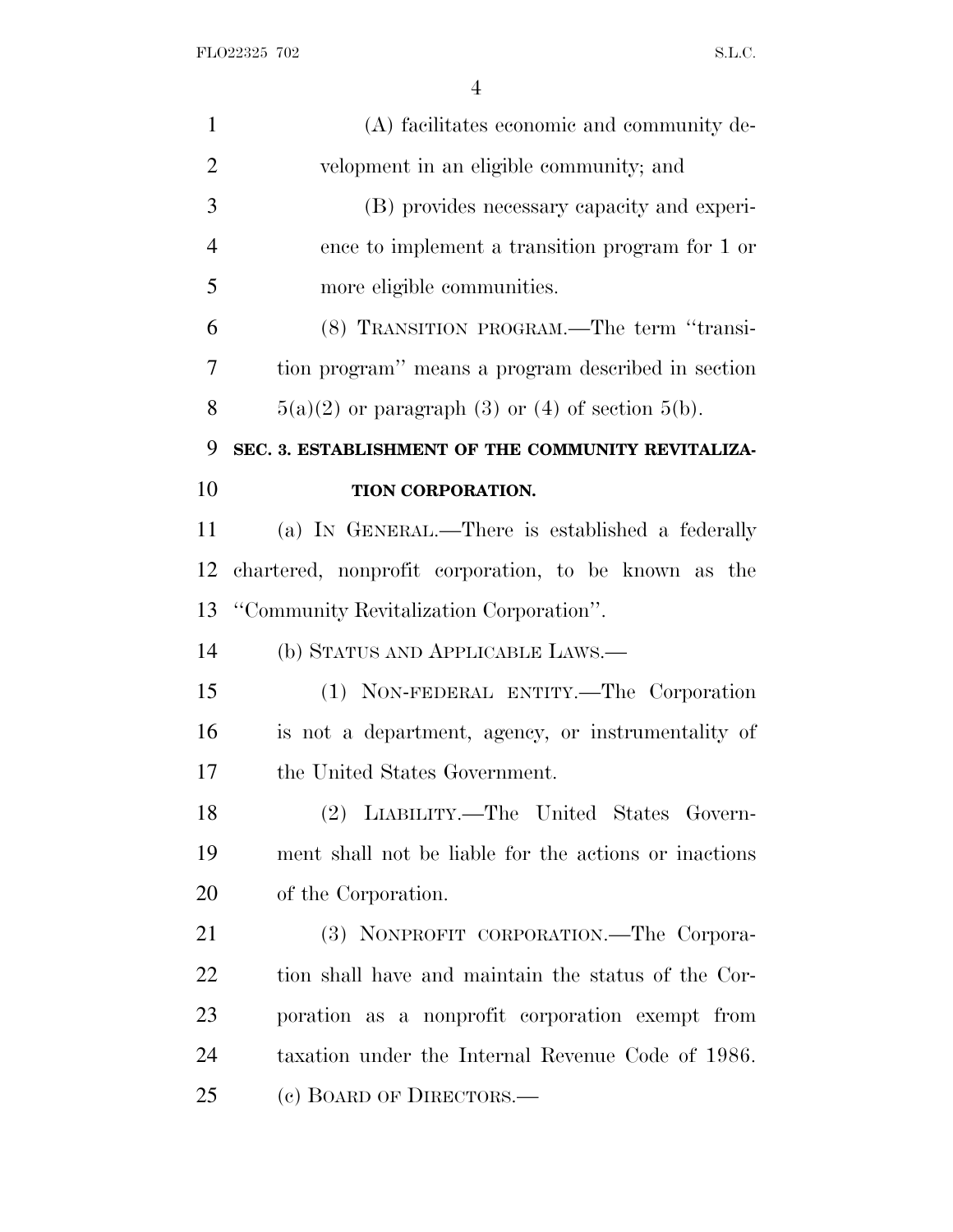(A) facilitates economic and community development in an eligible community; and

(B) provides necessary capacity and experience to implement a transition program for 1 or more eligible communities.

(8) TRANSITION PROGRAM.—The term "transition program" means a program described in section 5(a)(2) or paragraph (3) or (4) of section 5(b).

## SEC. 3. ESTABLISHMENT OF THE COMMUNITY REVITALIZATION CORPORATION.

(a) IN GENERAL.—There is established a federally chartered, nonprofit corporation, to be known as the "Community Revitalization Corporation".

(b) STATUS AND APPLICABLE LAWS.—

(1) NON-FEDERAL ENTITY.—The Corporation is not a department, agency, or instrumentality of the United States Government.

(2) LIABILITY.—The United States Government shall not be liable for the actions or inactions of the Corporation.

(3) NONPROFIT CORPORATION.—The Corporation shall have and maintain the status of the Corporation as a nonprofit corporation exempt from taxation under the Internal Revenue Code of 1986.

(c) BOARD OF DIRECTORS.—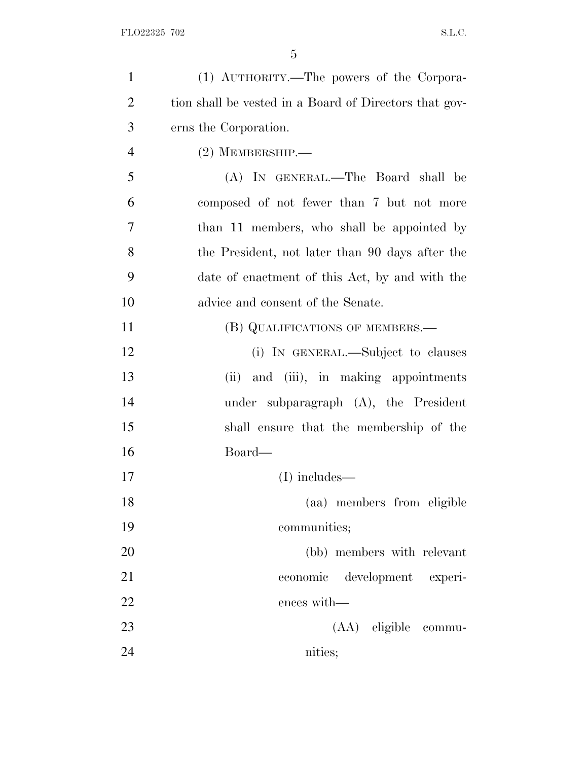(1) AUTHORITY.—The powers of the Corporation shall be vested in a Board of Directors that governs the Corporation.

(2) MEMBERSHIP.—

(A) IN GENERAL.—The Board shall be composed of not fewer than 7 but not more than 11 members, who shall be appointed by the President, not later than 90 days after the date of enactment of this Act, by and with the advice and consent of the Senate.

(B) QUALIFICATIONS OF MEMBERS.—

(i) IN GENERAL.—Subject to clauses (ii) and (iii), in making appointments under subparagraph (A), the President shall ensure that the membership of the Board—

(I) includes—

(aa) members from eligible communities;

(bb) members with relevant economic development experiences with—

(AA) eligible communities;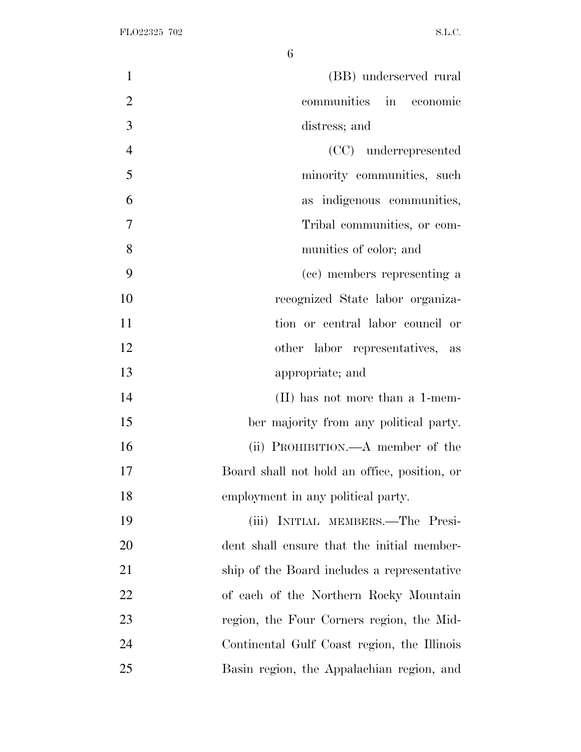(BB) underserved rural communities in economic distress; and

(CC) underrepresented minority communities, such as indigenous communities, Tribal communities, or communities of color; and

(cc) members representing a recognized State labor organization or central labor council or other labor representatives, as appropriate; and

(II) has not more than a 1-member majority from any political party.

(ii) PROHIBITION.—A member of the Board shall not hold an office, position, or employment in any political party.

(iii) INITIAL MEMBERS.—The President shall ensure that the initial membership of the Board includes a representative of each of the Northern Rocky Mountain region, the Four Corners region, the Mid-Continental Gulf Coast region, the Illinois Basin region, the Appalachian region, and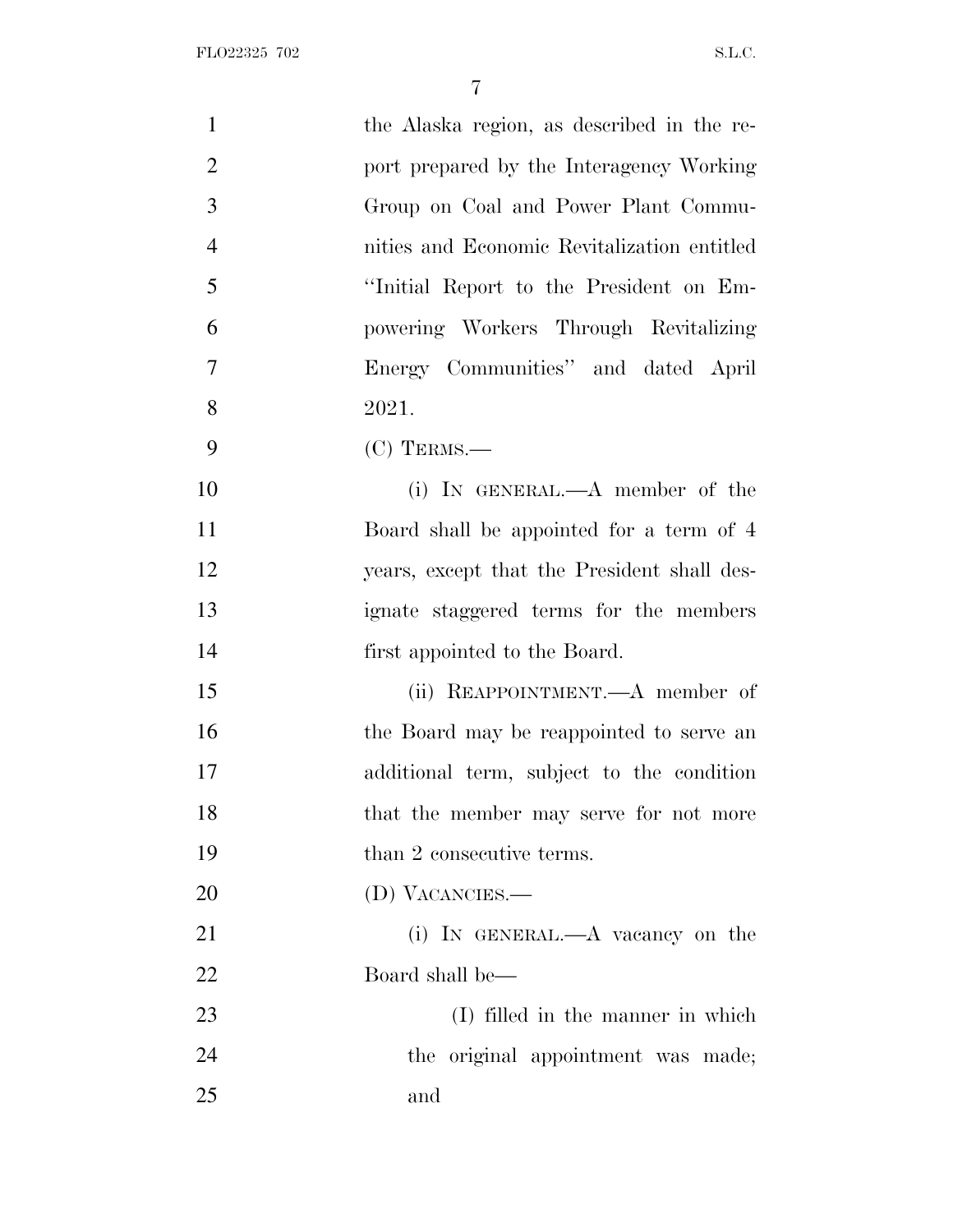the Alaska region, as described in the report prepared by the Interagency Working Group on Coal and Power Plant Communities and Economic Revitalization entitled "Initial Report to the President on Empowering Workers Through Revitalizing Energy Communities" and dated April 2021.

(C) TERMS.—

(i) IN GENERAL.—A member of the Board shall be appointed for a term of 4 years, except that the President shall designate staggered terms for the members first appointed to the Board.

(ii) REAPPOINTMENT.—A member of the Board may be reappointed to serve an additional term, subject to the condition that the member may serve for not more than 2 consecutive terms.

(D) VACANCIES.—

(i) IN GENERAL.—A vacancy on the Board shall be—

(I) filled in the manner in which the original appointment was made; and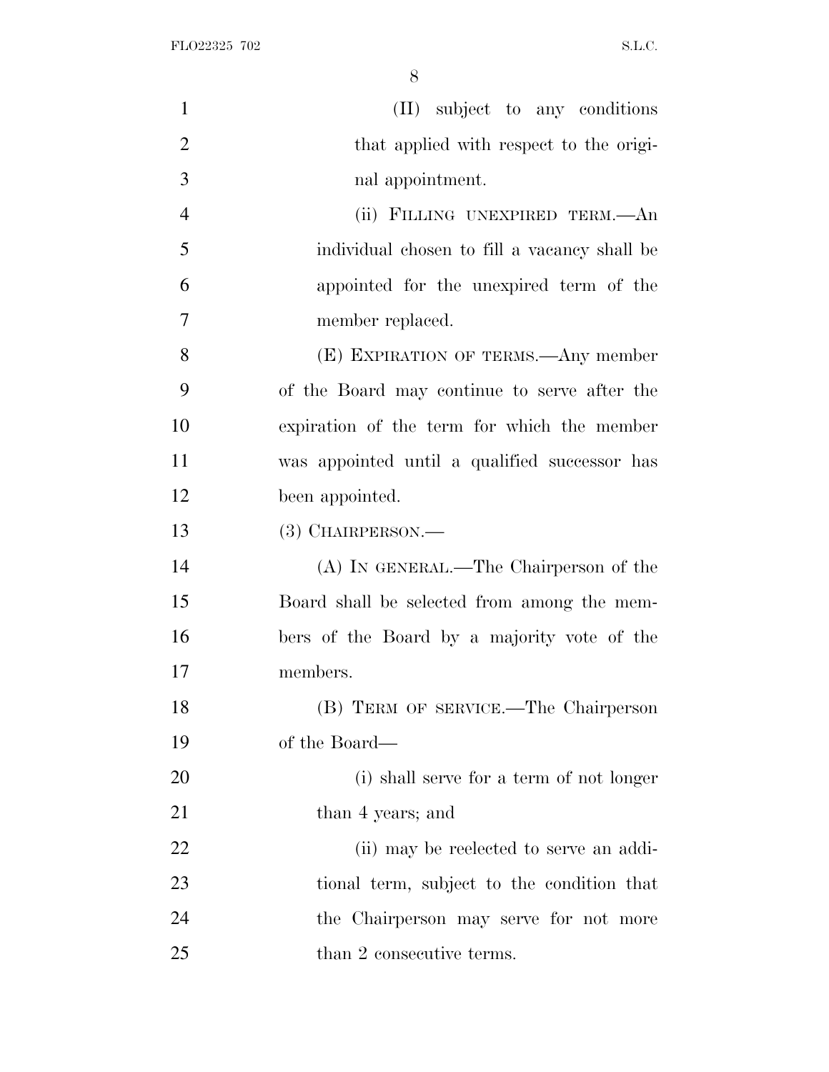(II) subject to any conditions that applied with respect to the original appointment.

(ii) FILLING UNEXPIRED TERM.—An individual chosen to fill a vacancy shall be appointed for the unexpired term of the member replaced.

(E) EXPIRATION OF TERMS.—Any member of the Board may continue to serve after the expiration of the term for which the member was appointed until a qualified successor has been appointed.

(3) CHAIRPERSON.—

(A) IN GENERAL.—The Chairperson of the Board shall be selected from among the members of the Board by a majority vote of the members.

(B) TERM OF SERVICE.—The Chairperson of the Board—

(i) shall serve for a term of not longer than 4 years; and

(ii) may be reelected to serve an additional term, subject to the condition that the Chairperson may serve for not more than 2 consecutive terms.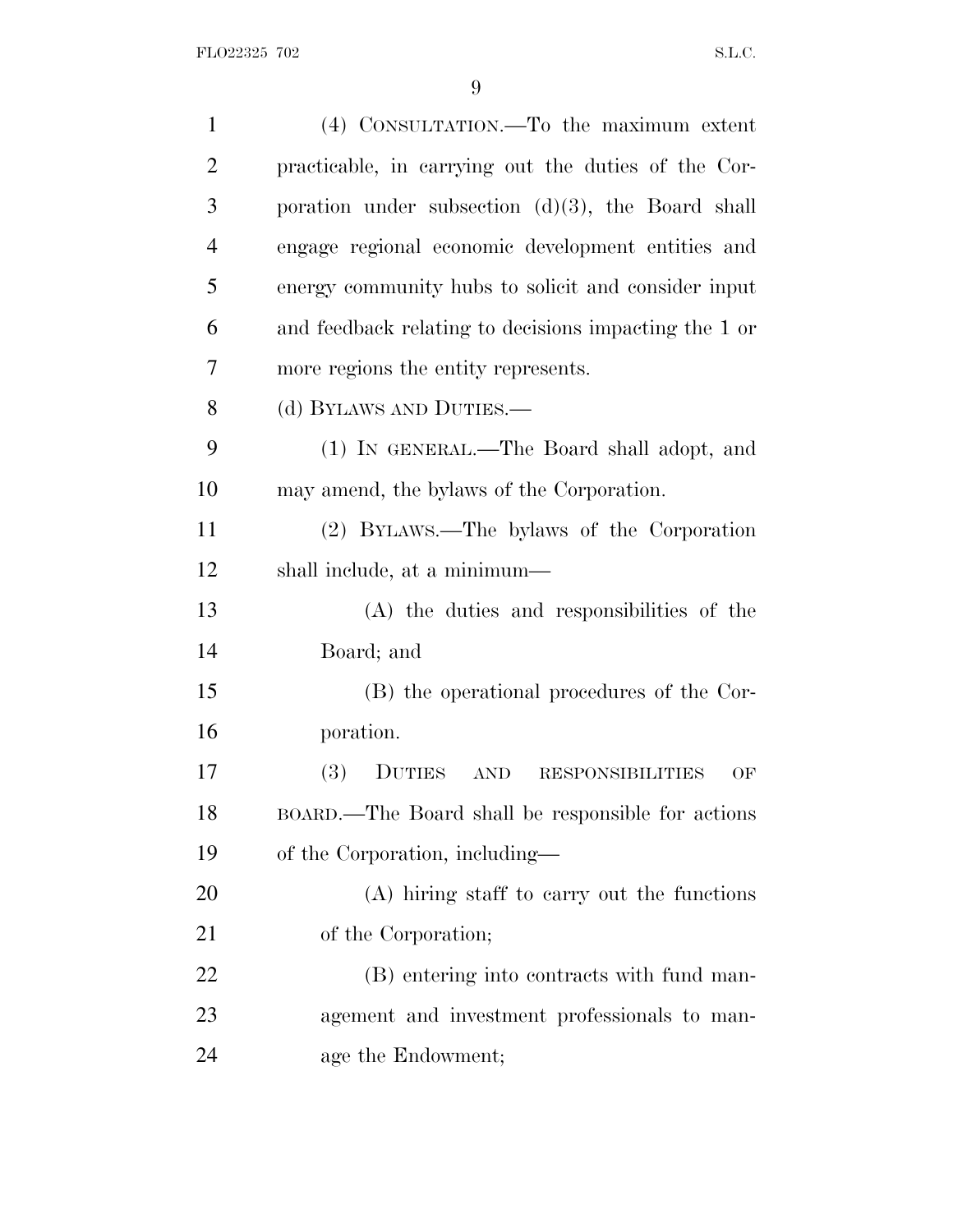(4) CONSULTATION.—To the maximum extent practicable, in carrying out the duties of the Corporation under subsection (d)(3), the Board shall engage regional economic development entities and energy community hubs to solicit and consider input and feedback relating to decisions impacting the 1 or more regions the entity represents.

(d) BYLAWS AND DUTIES.—

(1) IN GENERAL.—The Board shall adopt, and may amend, the bylaws of the Corporation.

(2) BYLAWS.—The bylaws of the Corporation shall include, at a minimum—

(A) the duties and responsibilities of the Board; and

(B) the operational procedures of the Corporation.

(3) DUTIES AND RESPONSIBILITIES OF BOARD.—The Board shall be responsible for actions of the Corporation, including—

(A) hiring staff to carry out the functions of the Corporation;

(B) entering into contracts with fund management and investment professionals to manage the Endowment;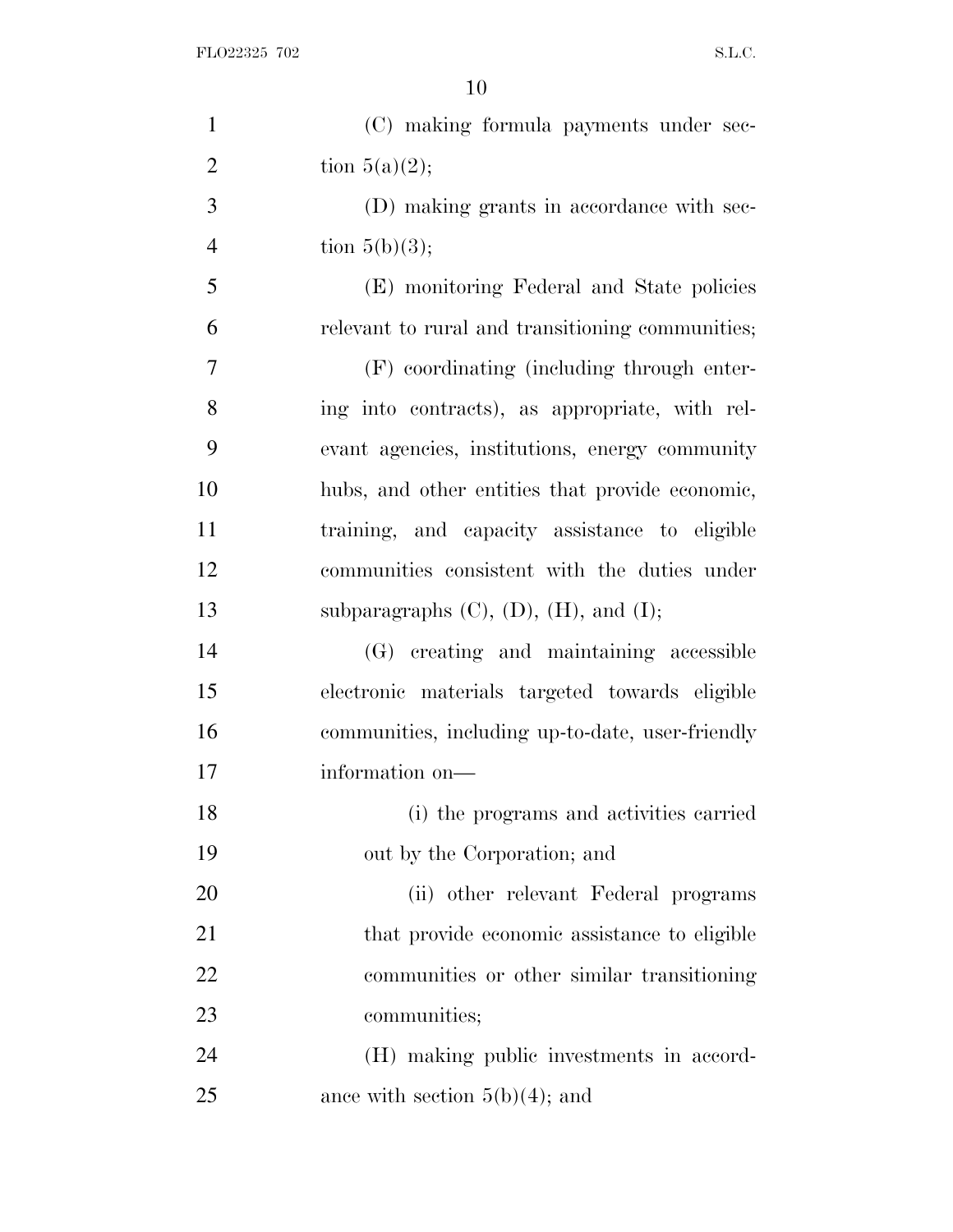(C) making formula payments under section 5(a)(2);

(D) making grants in accordance with section 5(b)(3);

(E) monitoring Federal and State policies relevant to rural and transitioning communities;

(F) coordinating (including through entering into contracts), as appropriate, with relevant agencies, institutions, energy community hubs, and other entities that provide economic, training, and capacity assistance to eligible communities consistent with the duties under subparagraphs (C), (D), (H), and (I);

(G) creating and maintaining accessible electronic materials targeted towards eligible communities, including up-to-date, user-friendly information on—

(i) the programs and activities carried out by the Corporation; and

(ii) other relevant Federal programs that provide economic assistance to eligible communities or other similar transitioning communities;

(H) making public investments in accordance with section 5(b)(4); and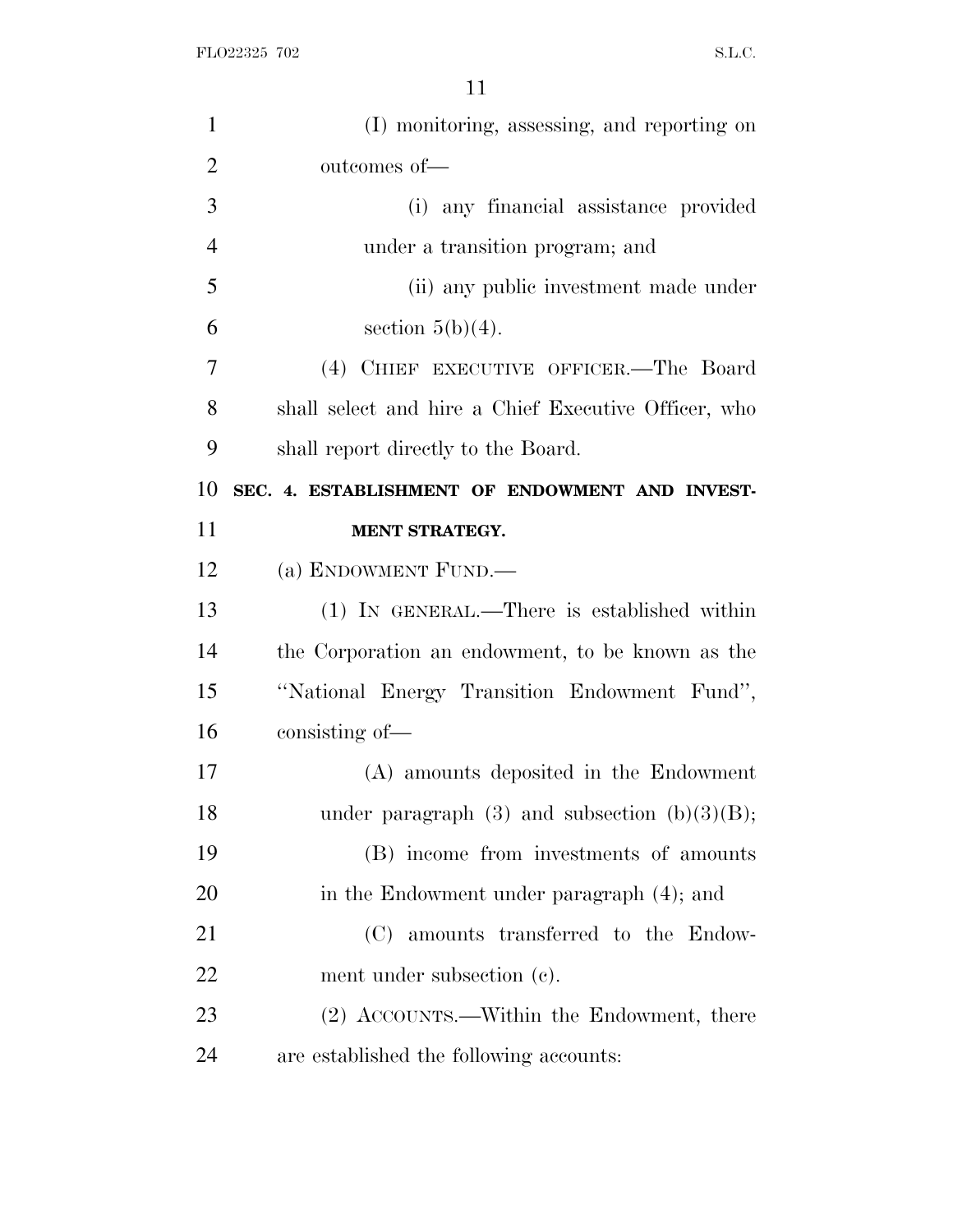(I) monitoring, assessing, and reporting on outcomes of—

(i) any financial assistance provided under a transition program; and

(ii) any public investment made under section 5(b)(4).

(4) CHIEF EXECUTIVE OFFICER.—The Board shall select and hire a Chief Executive Officer, who shall report directly to the Board.

**SEC. 4. ESTABLISHMENT OF ENDOWMENT AND INVESTMENT STRATEGY.**

(a) ENDOWMENT FUND.—

(1) IN GENERAL.—There is established within the Corporation an endowment, to be known as the "National Energy Transition Endowment Fund", consisting of—

(A) amounts deposited in the Endowment under paragraph (3) and subsection (b)(3)(B);

(B) income from investments of amounts in the Endowment under paragraph (4); and

(C) amounts transferred to the Endowment under subsection (c).

(2) ACCOUNTS.—Within the Endowment, there are established the following accounts: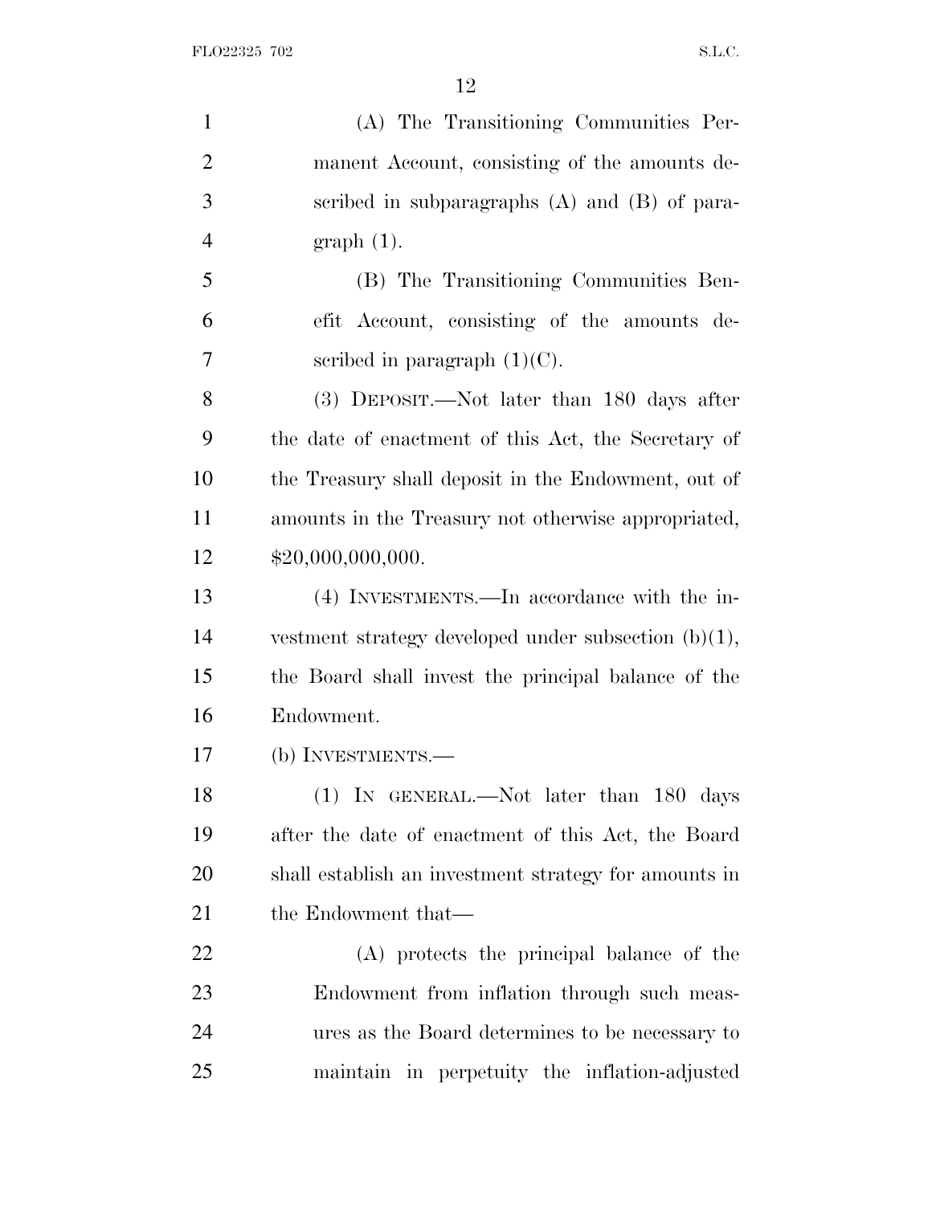(A) The Transitioning Communities Permanent Account, consisting of the amounts described in subparagraphs (A) and (B) of paragraph (1).

(B) The Transitioning Communities Benefit Account, consisting of the amounts described in paragraph (1)(C).

(3) DEPOSIT.—Not later than 180 days after the date of enactment of this Act, the Secretary of the Treasury shall deposit in the Endowment, out of amounts in the Treasury not otherwise appropriated, $20,000,000,000.

(4) INVESTMENTS.—In accordance with the investment strategy developed under subsection (b)(1), the Board shall invest the principal balance of the Endowment.

(b) INVESTMENTS.—

(1) IN GENERAL.—Not later than 180 days after the date of enactment of this Act, the Board shall establish an investment strategy for amounts in the Endowment that—

(A) protects the principal balance of the Endowment from inflation through such measures as the Board determines to be necessary to maintain in perpetuity the inflation-adjusted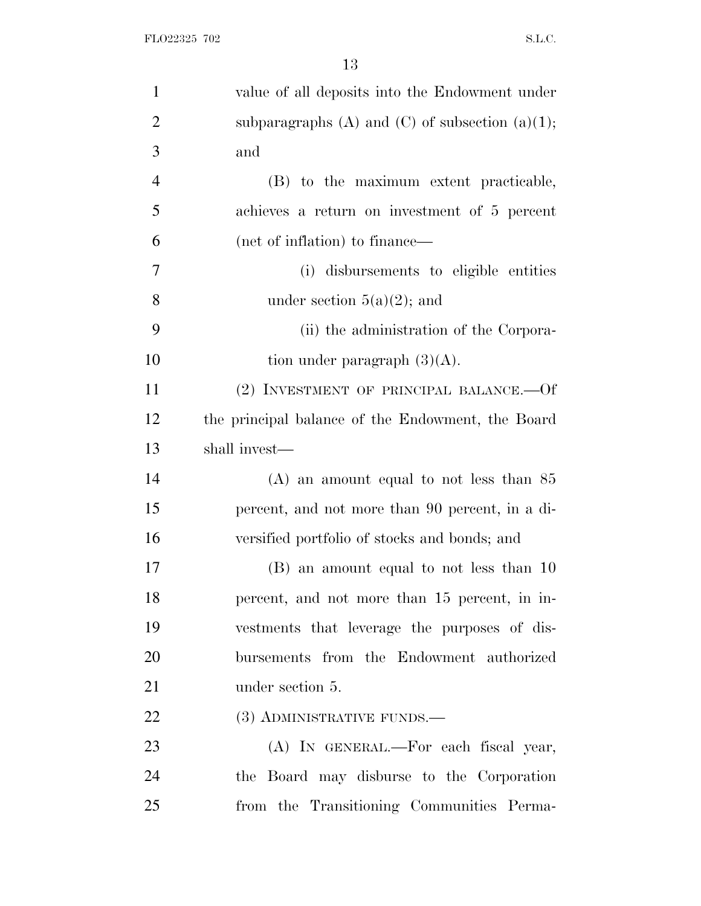value of all deposits into the Endowment under subparagraphs (A) and (C) of subsection (a)(1); and

(B) to the maximum extent practicable, achieves a return on investment of 5 percent (net of inflation) to finance—

(i) disbursements to eligible entities under section 5(a)(2); and

(ii) the administration of the Corporation under paragraph (3)(A).

(2) INVESTMENT OF PRINCIPAL BALANCE.—Of the principal balance of the Endowment, the Board shall invest—

(A) an amount equal to not less than 85 percent, and not more than 90 percent, in a diversified portfolio of stocks and bonds; and

(B) an amount equal to not less than 10 percent, and not more than 15 percent, in investments that leverage the purposes of disbursements from the Endowment authorized under section 5.

(3) ADMINISTRATIVE FUNDS.—

(A) IN GENERAL.—For each fiscal year, the Board may disburse to the Corporation from the Transitioning Communities Perma-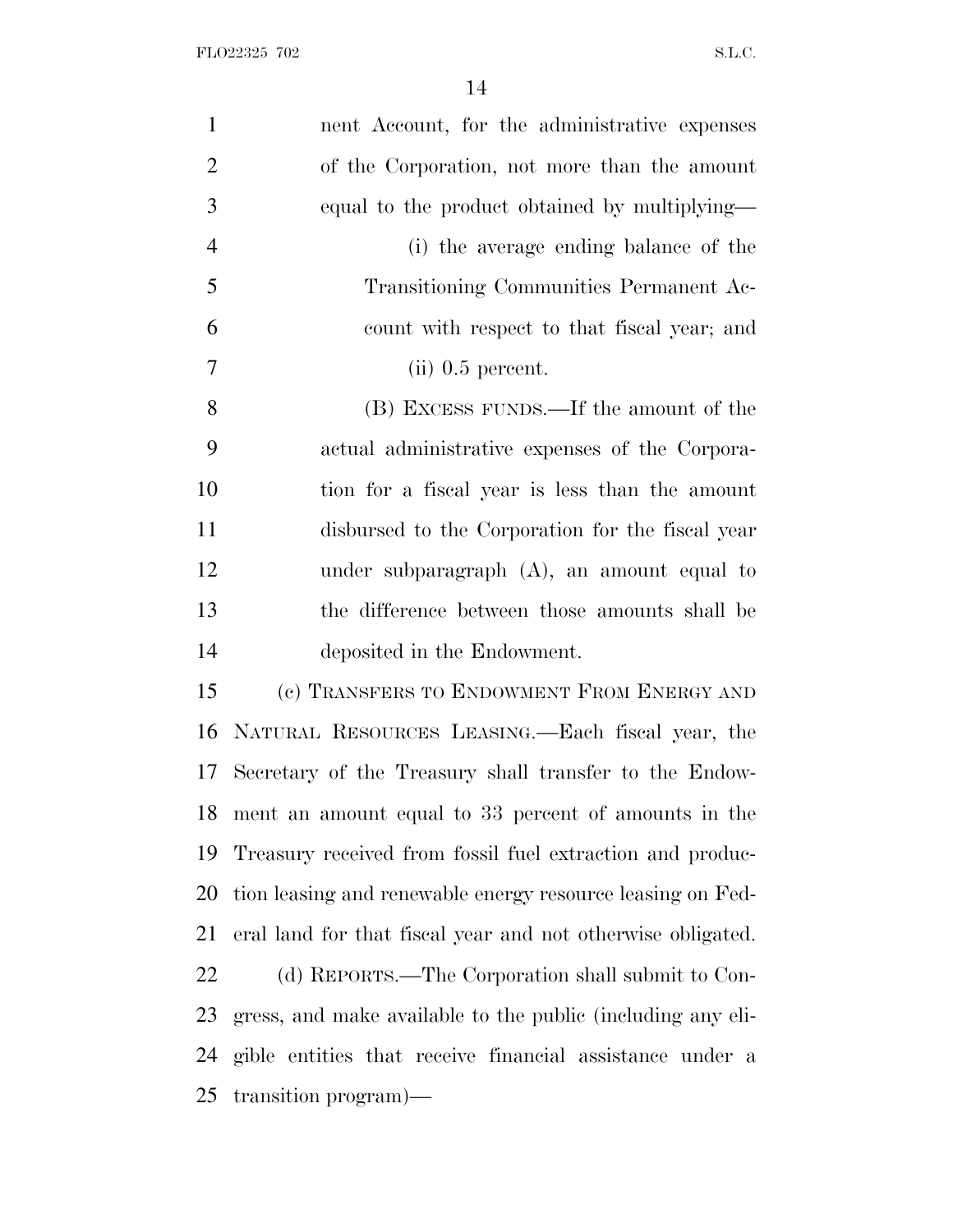nent Account, for the administrative expenses of the Corporation, not more than the amount equal to the product obtained by multiplying—

(i) the average ending balance of the Transitioning Communities Permanent Account with respect to that fiscal year; and

(ii) 0.5 percent.

(B) EXCESS FUNDS.—If the amount of the actual administrative expenses of the Corporation for a fiscal year is less than the amount disbursed to the Corporation for the fiscal year under subparagraph (A), an amount equal to the difference between those amounts shall be deposited in the Endowment.

(c) TRANSFERS TO ENDOWMENT FROM ENERGY AND NATURAL RESOURCES LEASING.—Each fiscal year, the Secretary of the Treasury shall transfer to the Endowment an amount equal to 33 percent of amounts in the Treasury received from fossil fuel extraction and production leasing and renewable energy resource leasing on Federal land for that fiscal year and not otherwise obligated.

(d) REPORTS.—The Corporation shall submit to Congress, and make available to the public (including any eligible entities that receive financial assistance under a transition program)—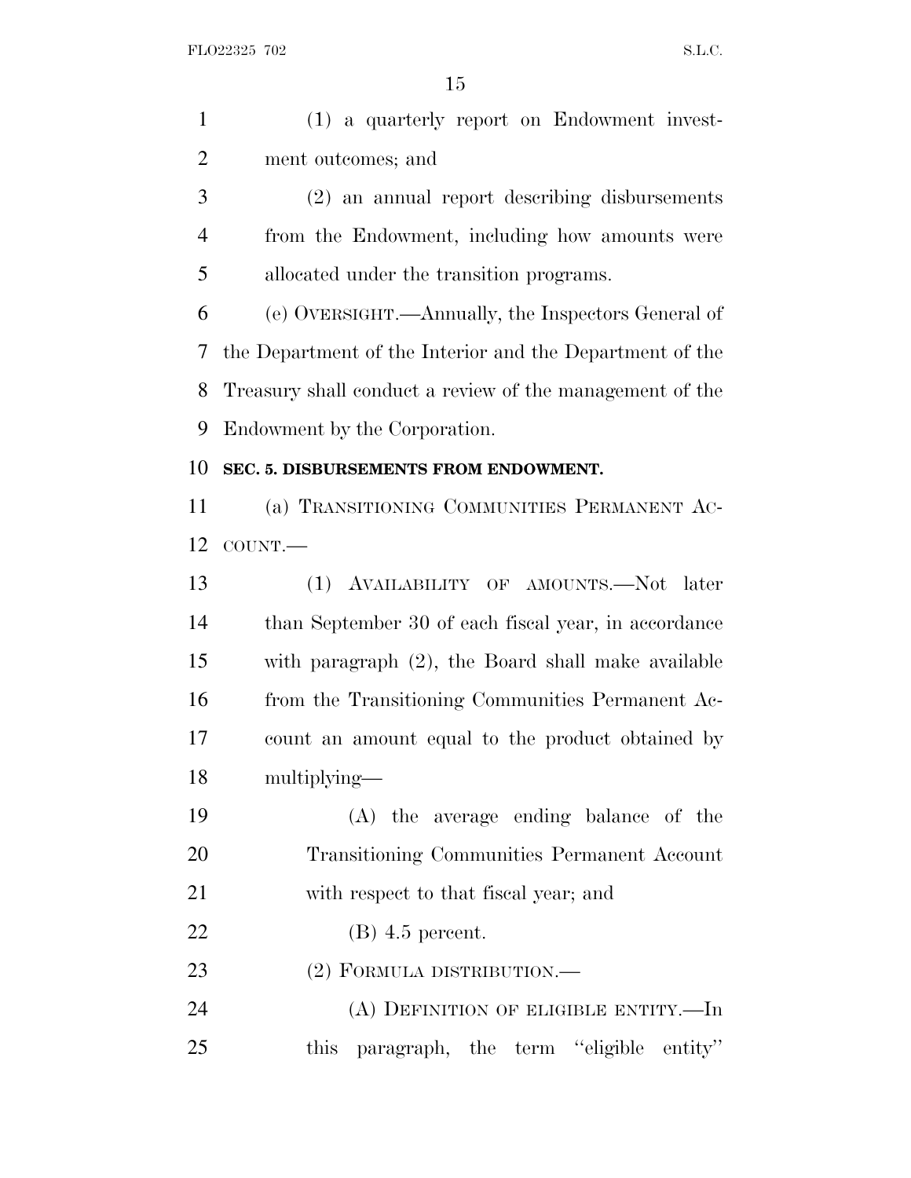(1) a quarterly report on Endowment investment outcomes; and

(2) an annual report describing disbursements from the Endowment, including how amounts were allocated under the transition programs.

(e) OVERSIGHT.—Annually, the Inspectors General of the Department of the Interior and the Department of the Treasury shall conduct a review of the management of the Endowment by the Corporation.

**SEC. 5. DISBURSEMENTS FROM ENDOWMENT.**

(a) TRANSITIONING COMMUNITIES PERMANENT ACCOUNT.—

(1) AVAILABILITY OF AMOUNTS.—Not later than September 30 of each fiscal year, in accordance with paragraph (2), the Board shall make available from the Transitioning Communities Permanent Account an amount equal to the product obtained by multiplying—

(A) the average ending balance of the Transitioning Communities Permanent Account with respect to that fiscal year; and

(B) 4.5 percent.

(2) FORMULA DISTRIBUTION.—

(A) DEFINITION OF ELIGIBLE ENTITY.—In this paragraph, the term ''eligible entity''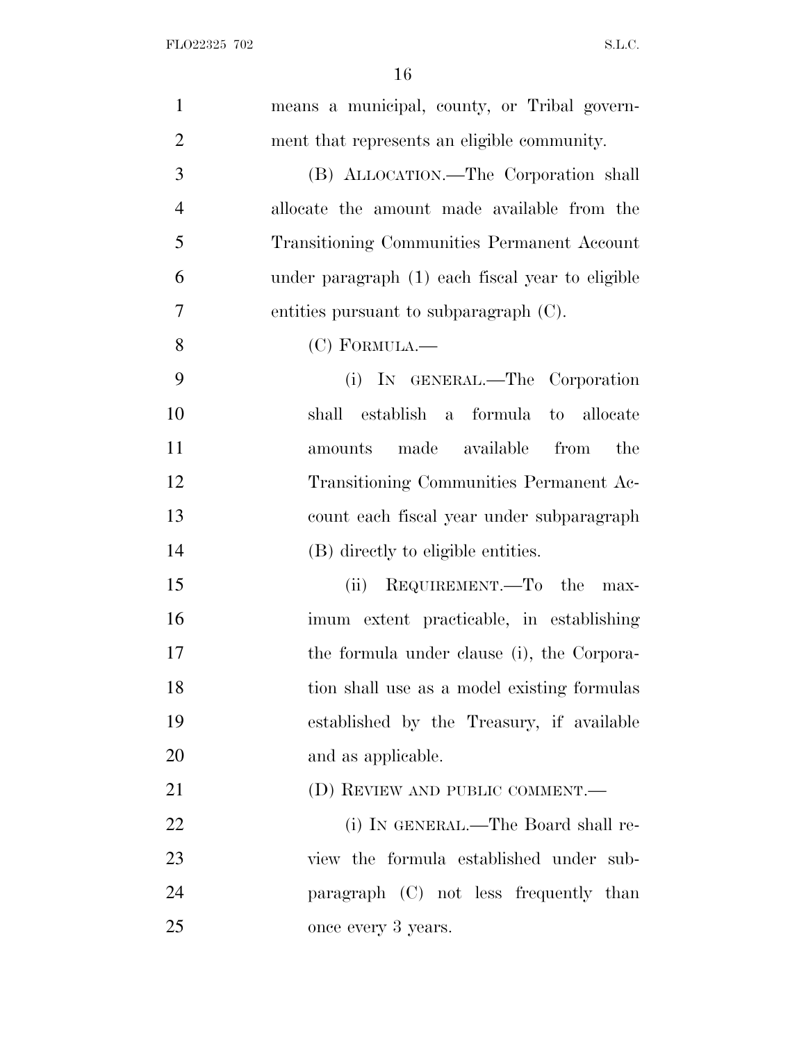means a municipal, county, or Tribal government that represents an eligible community.

(B) ALLOCATION.—The Corporation shall allocate the amount made available from the Transitioning Communities Permanent Account under paragraph (1) each fiscal year to eligible entities pursuant to subparagraph (C).

(C) FORMULA.—

(i) IN GENERAL.—The Corporation shall establish a formula to allocate amounts made available from the Transitioning Communities Permanent Account each fiscal year under subparagraph (B) directly to eligible entities.

(ii) REQUIREMENT.—To the maximum extent practicable, in establishing the formula under clause (i), the Corporation shall use as a model existing formulas established by the Treasury, if available and as applicable.

(D) REVIEW AND PUBLIC COMMENT.—

(i) IN GENERAL.—The Board shall review the formula established under subparagraph (C) not less frequently than once every 3 years.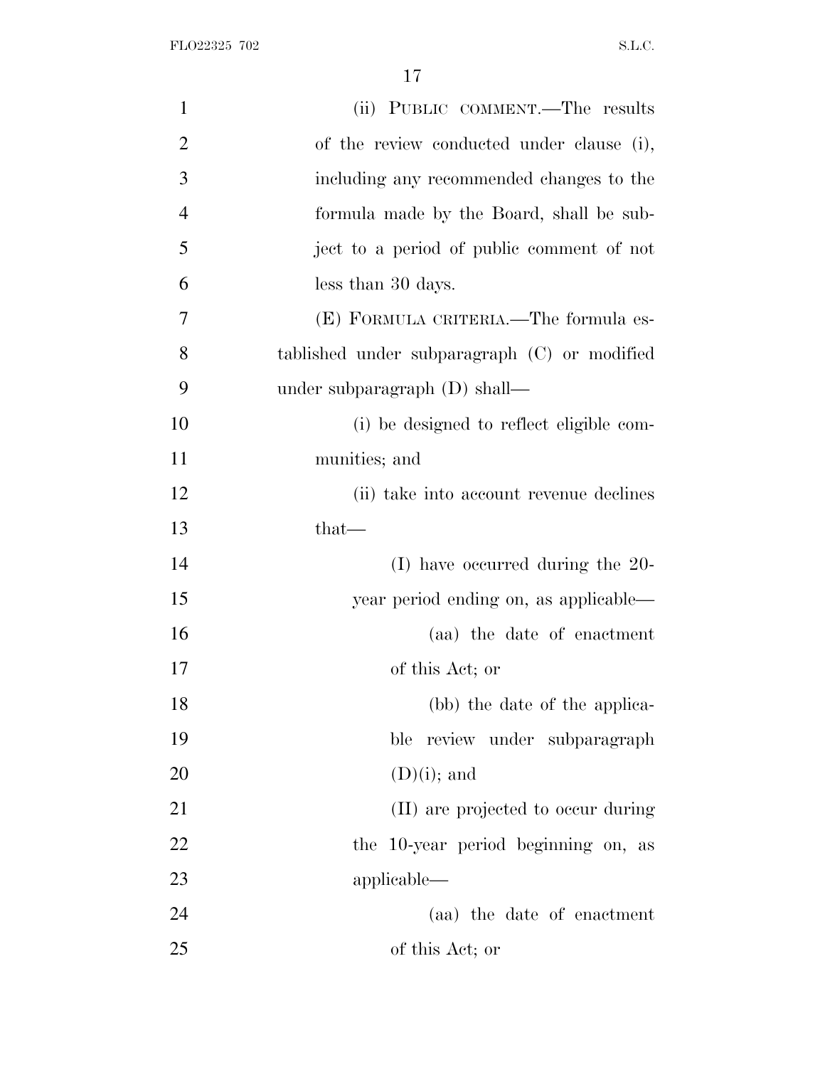(ii) PUBLIC COMMENT.—The results of the review conducted under clause (i), including any recommended changes to the formula made by the Board, shall be subject to a period of public comment of not less than 30 days.

(E) FORMULA CRITERIA.—The formula established under subparagraph (C) or modified under subparagraph (D) shall—

(i) be designed to reflect eligible communities; and

(ii) take into account revenue declines that—

(I) have occurred during the 20-year period ending on, as applicable—

(aa) the date of enactment of this Act; or

(bb) the date of the applicable review under subparagraph (D)(i); and

(II) are projected to occur during the 10-year period beginning on, as applicable—

(aa) the date of enactment of this Act; or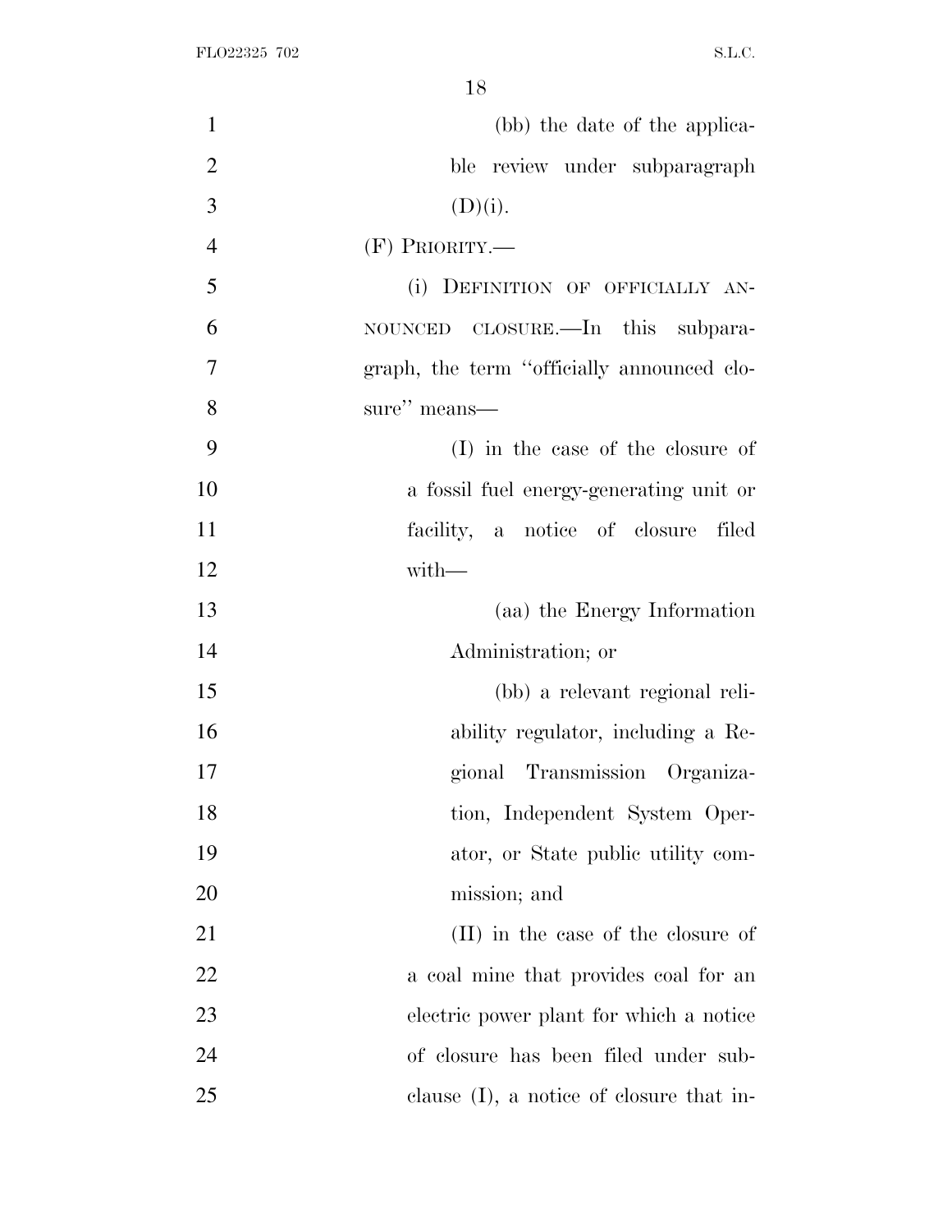(bb) the date of the applicable review under subparagraph (D)(i).

(F) PRIORITY.—

(i) DEFINITION OF OFFICIALLY ANNOUNCED CLOSURE.—In this subparagraph, the term "officially announced closure" means—

(I) in the case of the closure of a fossil fuel energy-generating unit or facility, a notice of closure filed with—

(aa) the Energy Information Administration; or

(bb) a relevant regional reliability regulator, including a Regional Transmission Organization, Independent System Operator, or State public utility commission; and

(II) in the case of the closure of a coal mine that provides coal for an electric power plant for which a notice of closure has been filed under subclause (I), a notice of closure that in-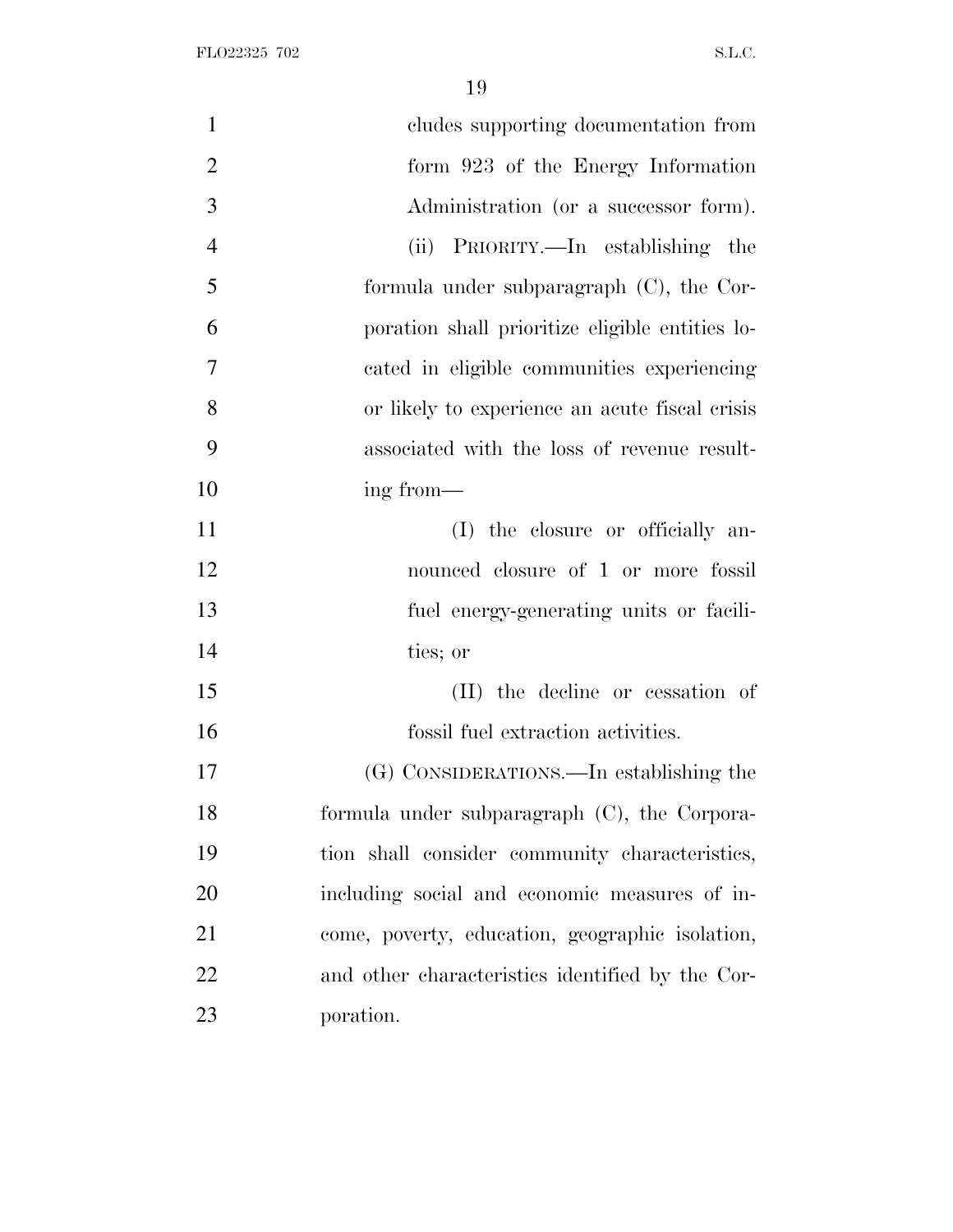cludes supporting documentation from form 923 of the Energy Information Administration (or a successor form).

(ii) PRIORITY.—In establishing the formula under subparagraph (C), the Corporation shall prioritize eligible entities located in eligible communities experiencing or likely to experience an acute fiscal crisis associated with the loss of revenue resulting from—

(I) the closure or officially announced closure of 1 or more fossil fuel energy-generating units or facilities; or

(II) the decline or cessation of fossil fuel extraction activities.

(G) CONSIDERATIONS.—In establishing the formula under subparagraph (C), the Corporation shall consider community characteristics, including social and economic measures of income, poverty, education, geographic isolation, and other characteristics identified by the Corporation.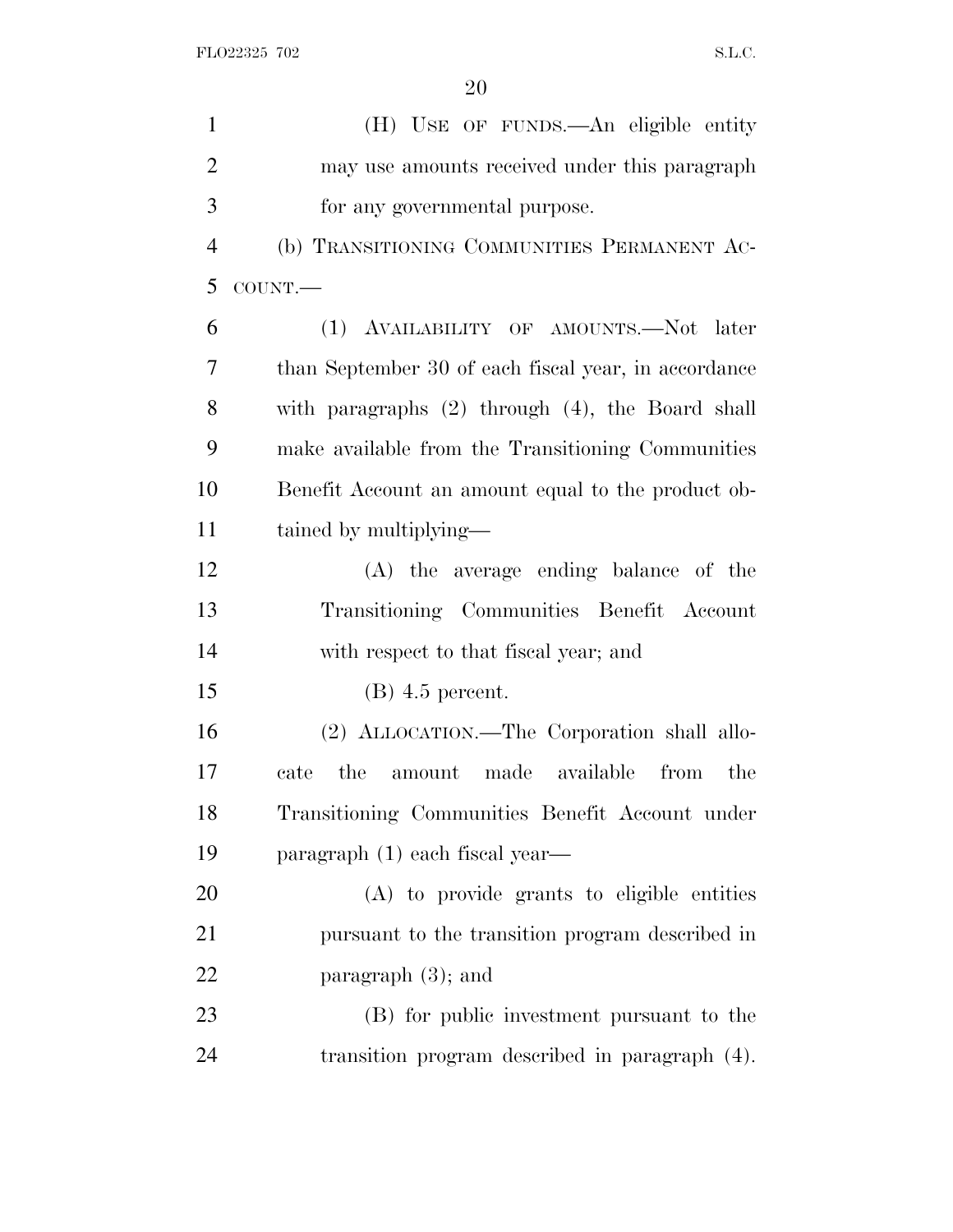(H) USE OF FUNDS.—An eligible entity may use amounts received under this paragraph for any governmental purpose.

(b) TRANSITIONING COMMUNITIES PERMANENT ACCOUNT.—

(1) AVAILABILITY OF AMOUNTS.—Not later than September 30 of each fiscal year, in accordance with paragraphs (2) through (4), the Board shall make available from the Transitioning Communities Benefit Account an amount equal to the product obtained by multiplying—

(A) the average ending balance of the Transitioning Communities Benefit Account with respect to that fiscal year; and

(B) 4.5 percent.

(2) ALLOCATION.—The Corporation shall allocate the amount made available from the Transitioning Communities Benefit Account under paragraph (1) each fiscal year—

(A) to provide grants to eligible entities pursuant to the transition program described in paragraph (3); and

(B) for public investment pursuant to the transition program described in paragraph (4).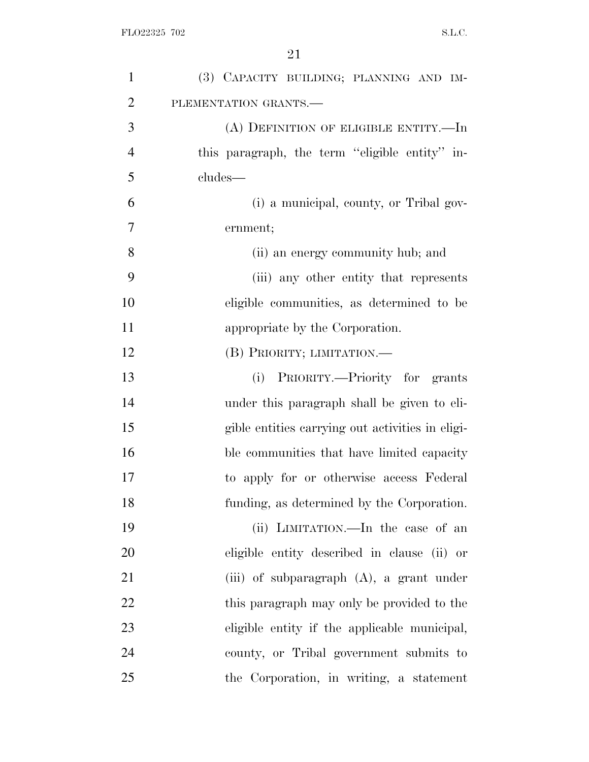(3) CAPACITY BUILDING; PLANNING AND IMPLEMENTATION GRANTS.—

(A) DEFINITION OF ELIGIBLE ENTITY.—In this paragraph, the term "eligible entity" includes—

(i) a municipal, county, or Tribal government;

(ii) an energy community hub; and

(iii) any other entity that represents eligible communities, as determined to be appropriate by the Corporation.

(B) PRIORITY; LIMITATION.—

(i) PRIORITY.—Priority for grants under this paragraph shall be given to eligible entities carrying out activities in eligible communities that have limited capacity to apply for or otherwise access Federal funding, as determined by the Corporation.

(ii) LIMITATION.—In the case of an eligible entity described in clause (ii) or (iii) of subparagraph (A), a grant under this paragraph may only be provided to the eligible entity if the applicable municipal, county, or Tribal government submits to the Corporation, in writing, a statement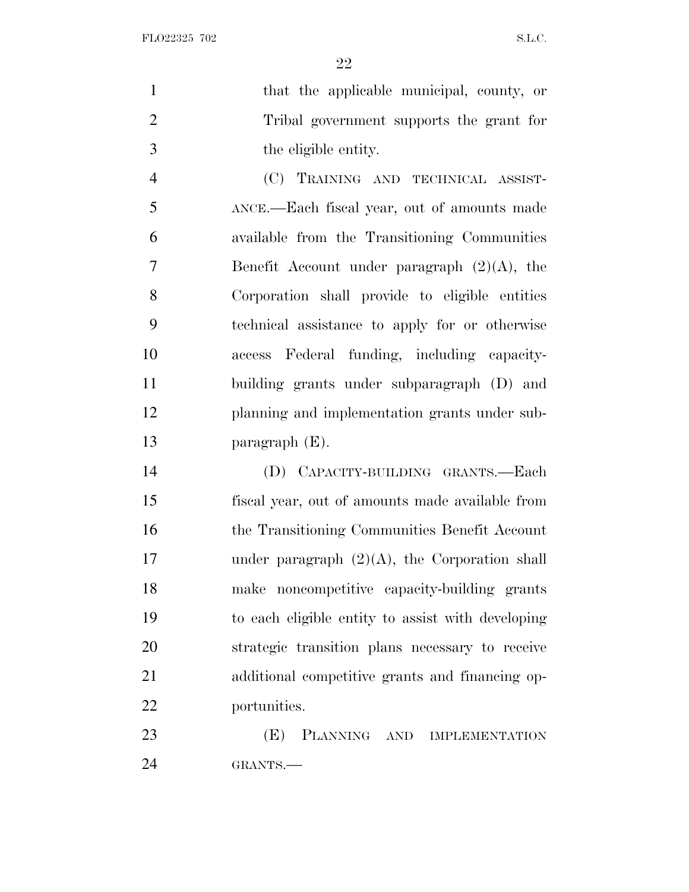that the applicable municipal, county, or Tribal government supports the grant for the eligible entity.

(C) TRAINING AND TECHNICAL ASSISTANCE.—Each fiscal year, out of amounts made available from the Transitioning Communities Benefit Account under paragraph (2)(A), the Corporation shall provide to eligible entities technical assistance to apply for or otherwise access Federal funding, including capacity-building grants under subparagraph (D) and planning and implementation grants under subparagraph (E).

(D) CAPACITY-BUILDING GRANTS.—Each fiscal year, out of amounts made available from the Transitioning Communities Benefit Account under paragraph (2)(A), the Corporation shall make noncompetitive capacity-building grants to each eligible entity to assist with developing strategic transition plans necessary to receive additional competitive grants and financing opportunities.

(E) PLANNING AND IMPLEMENTATION GRANTS.—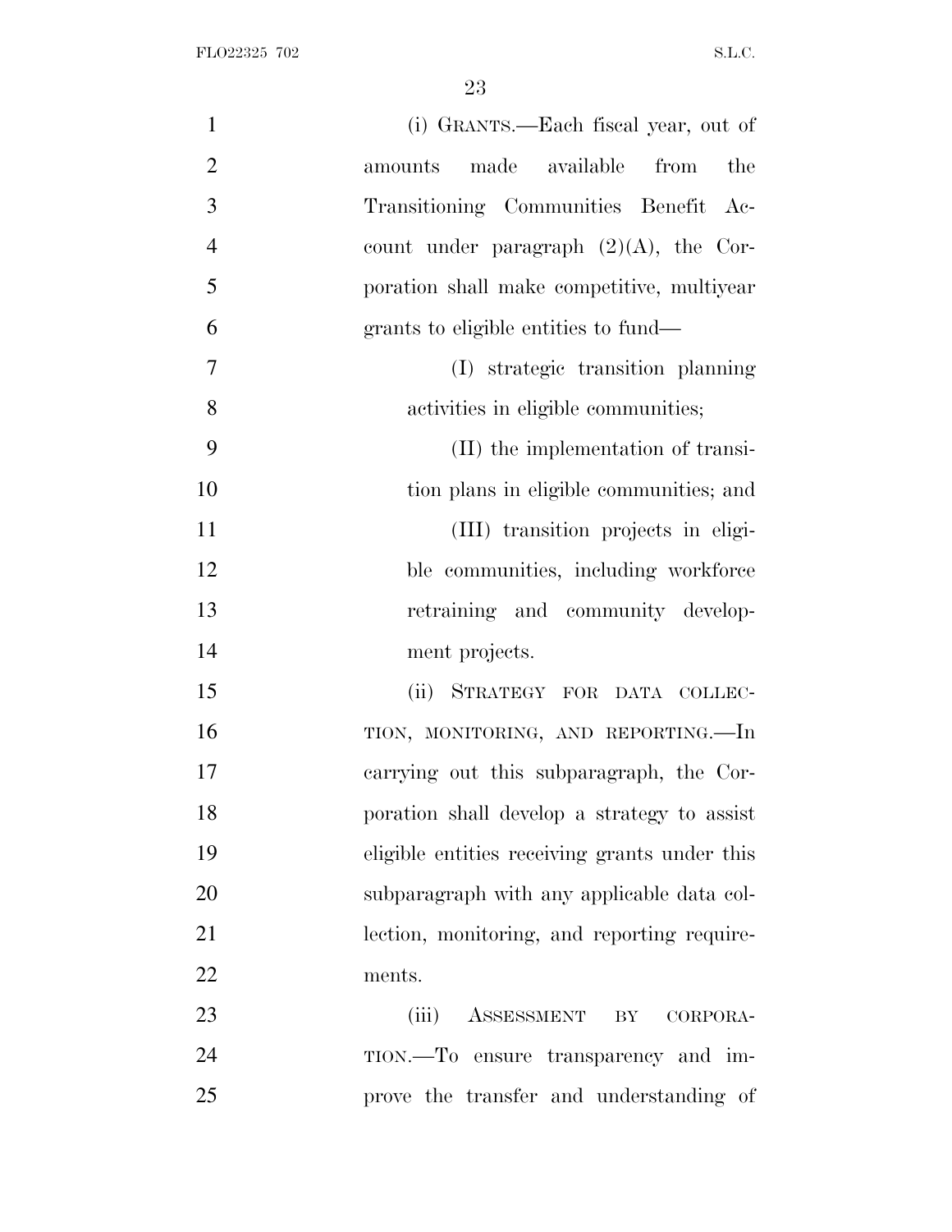(i) GRANTS.—Each fiscal year, out of amounts made available from the Transitioning Communities Benefit Account under paragraph (2)(A), the Corporation shall make competitive, multiyear grants to eligible entities to fund—

(I) strategic transition planning activities in eligible communities;

(II) the implementation of transition plans in eligible communities; and

(III) transition projects in eligible communities, including workforce retraining and community development projects.

(ii) STRATEGY FOR DATA COLLECTION, MONITORING, AND REPORTING.—In carrying out this subparagraph, the Corporation shall develop a strategy to assist eligible entities receiving grants under this subparagraph with any applicable data collection, monitoring, and reporting requirements.

(iii) ASSESSMENT BY CORPORATION.—To ensure transparency and improve the transfer and understanding of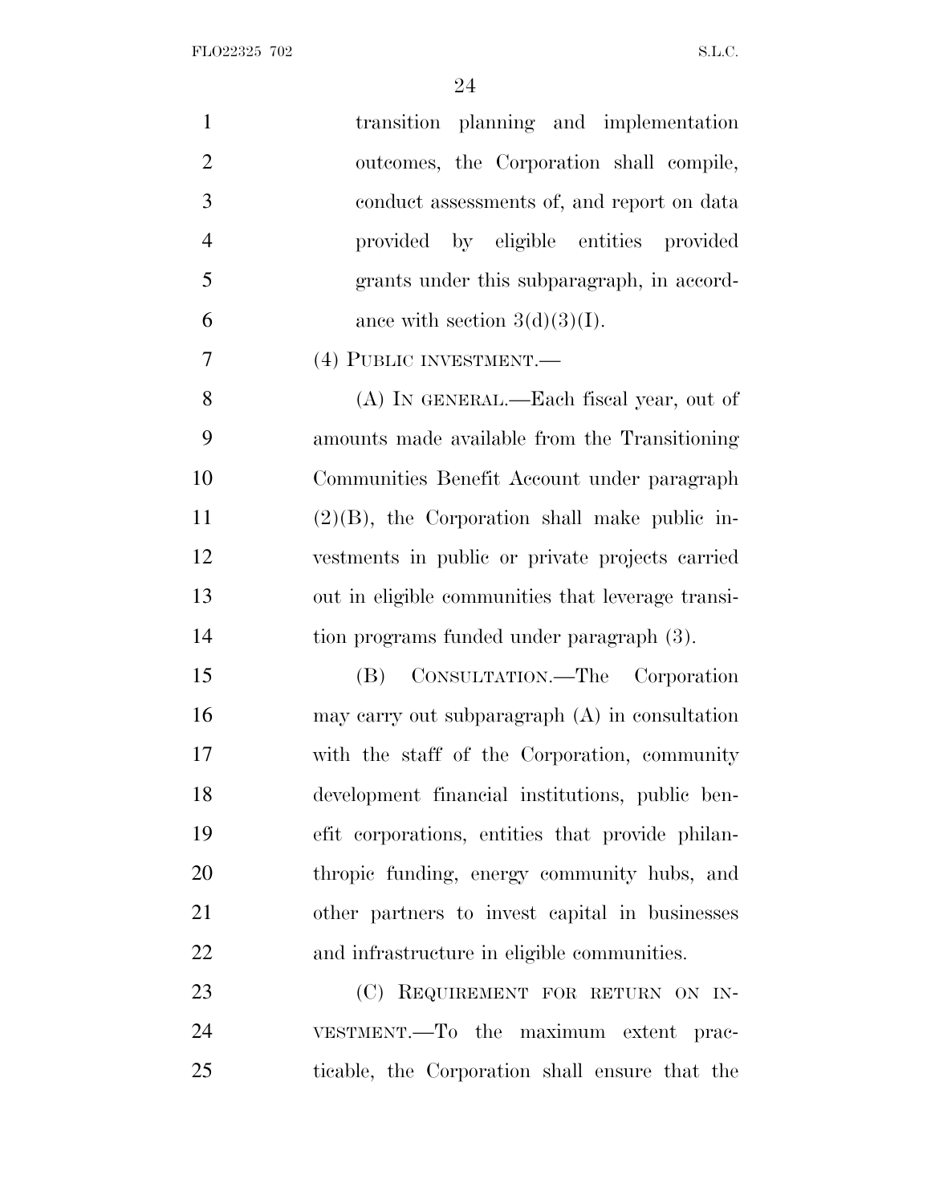transition planning and implementation outcomes, the Corporation shall compile, conduct assessments of, and report on data provided by eligible entities provided grants under this subparagraph, in accordance with section 3(d)(3)(I).

(4) PUBLIC INVESTMENT.—

(A) IN GENERAL.—Each fiscal year, out of amounts made available from the Transitioning Communities Benefit Account under paragraph (2)(B), the Corporation shall make public investments in public or private projects carried out in eligible communities that leverage transition programs funded under paragraph (3).

(B) CONSULTATION.—The Corporation may carry out subparagraph (A) in consultation with the staff of the Corporation, community development financial institutions, public benefit corporations, entities that provide philanthropic funding, energy community hubs, and other partners to invest capital in businesses and infrastructure in eligible communities.

(C) REQUIREMENT FOR RETURN ON INVESTMENT.—To the maximum extent practicable, the Corporation shall ensure that the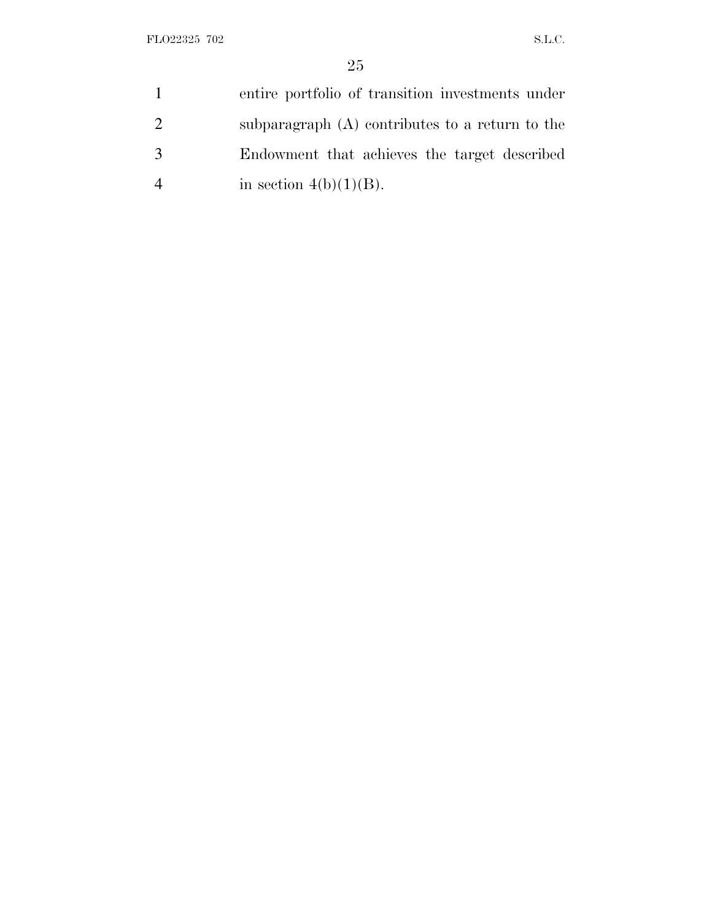entire portfolio of transition investments under subparagraph (A) contributes to a return to the Endowment that achieves the target described in section 4(b)(1)(B).